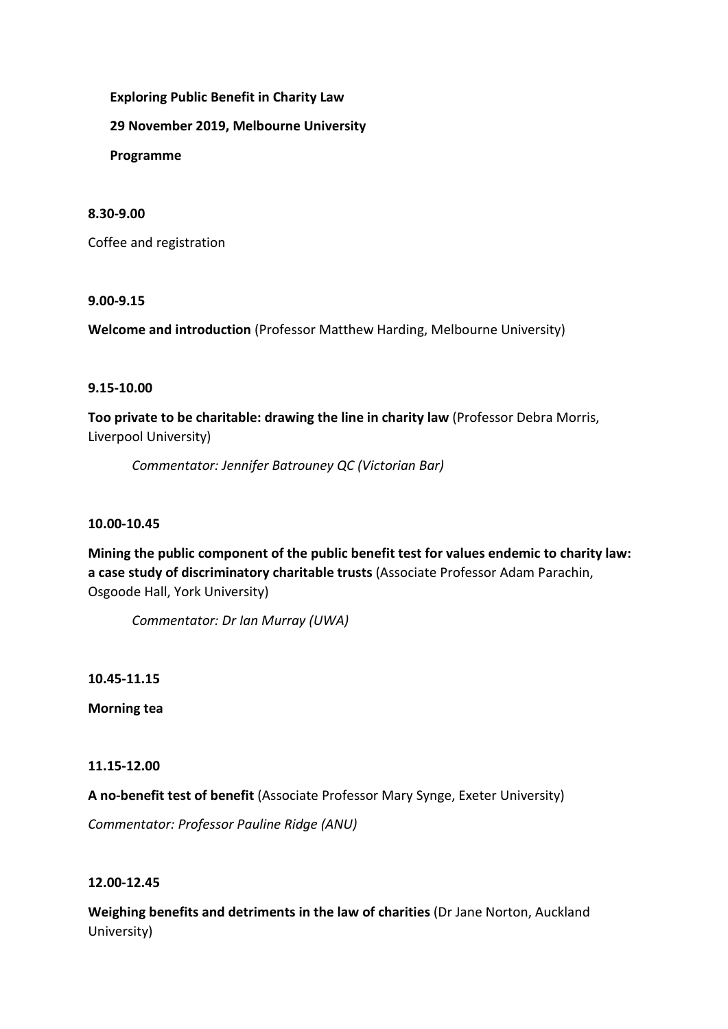**Exploring Public Benefit in Charity Law**

**29 November 2019, Melbourne University**

**Programme**

**8.30-9.00**

Coffee and registration

**9.00-9.15**

**Welcome and introduction** (Professor Matthew Harding, Melbourne University)

**9.15-10.00**

**Too private to be charitable: drawing the line in charity law** (Professor Debra Morris, Liverpool University)

*Commentator: Jennifer Batrouney QC (Victorian Bar)*

**10.00-10.45**

**Mining the public component of the public benefit test for values endemic to charity law: a case study of discriminatory charitable trusts** (Associate Professor Adam Parachin, Osgoode Hall, York University)

*Commentator: Dr Ian Murray (UWA)*

**10.45-11.15**

**Morning tea**

**11.15-12.00**

**A no-benefit test of benefit** (Associate Professor Mary Synge, Exeter University)

*Commentator: Professor Pauline Ridge (ANU)*

**12.00-12.45**

**Weighing benefits and detriments in the law of charities** (Dr Jane Norton, Auckland University)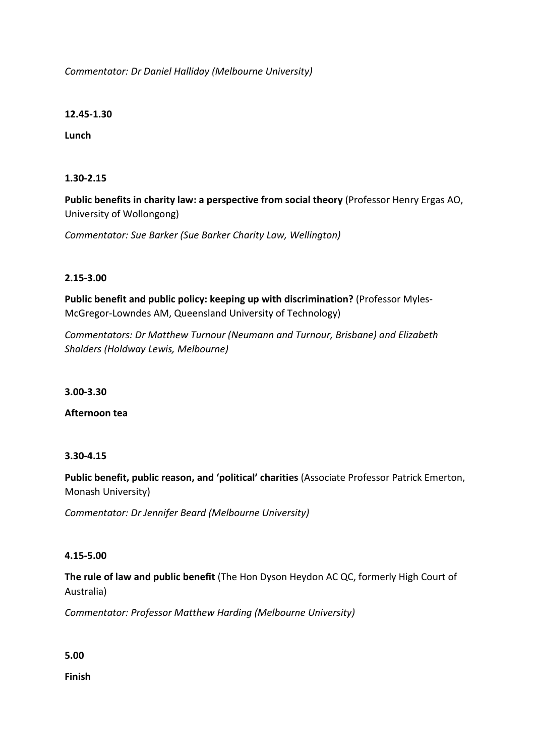*Commentator: Dr Daniel Halliday (Melbourne University)*

**12.45-1.30**

**Lunch**

**1.30-2.15**

**Public benefits in charity law: a perspective from social theory** (Professor Henry Ergas AO, University of Wollongong)

*Commentator: Sue Barker (Sue Barker Charity Law, Wellington)*

**2.15-3.00**

**Public benefit and public policy: keeping up with discrimination?** (Professor Myles-McGregor-Lowndes AM, Queensland University of Technology)

*Commentators: Dr Matthew Turnour (Neumann and Turnour, Brisbane) and Elizabeth Shalders (Holdway Lewis, Melbourne)*

**3.00-3.30**

**Afternoon tea**

**3.30-4.15**

**Public benefit, public reason, and 'political' charities** (Associate Professor Patrick Emerton, Monash University)

*Commentator: Dr Jennifer Beard (Melbourne University)*

**4.15-5.00**

**The rule of law and public benefit** (The Hon Dyson Heydon AC QC, formerly High Court of Australia)

*Commentator: Professor Matthew Harding (Melbourne University)*

**5.00**

**Finish**